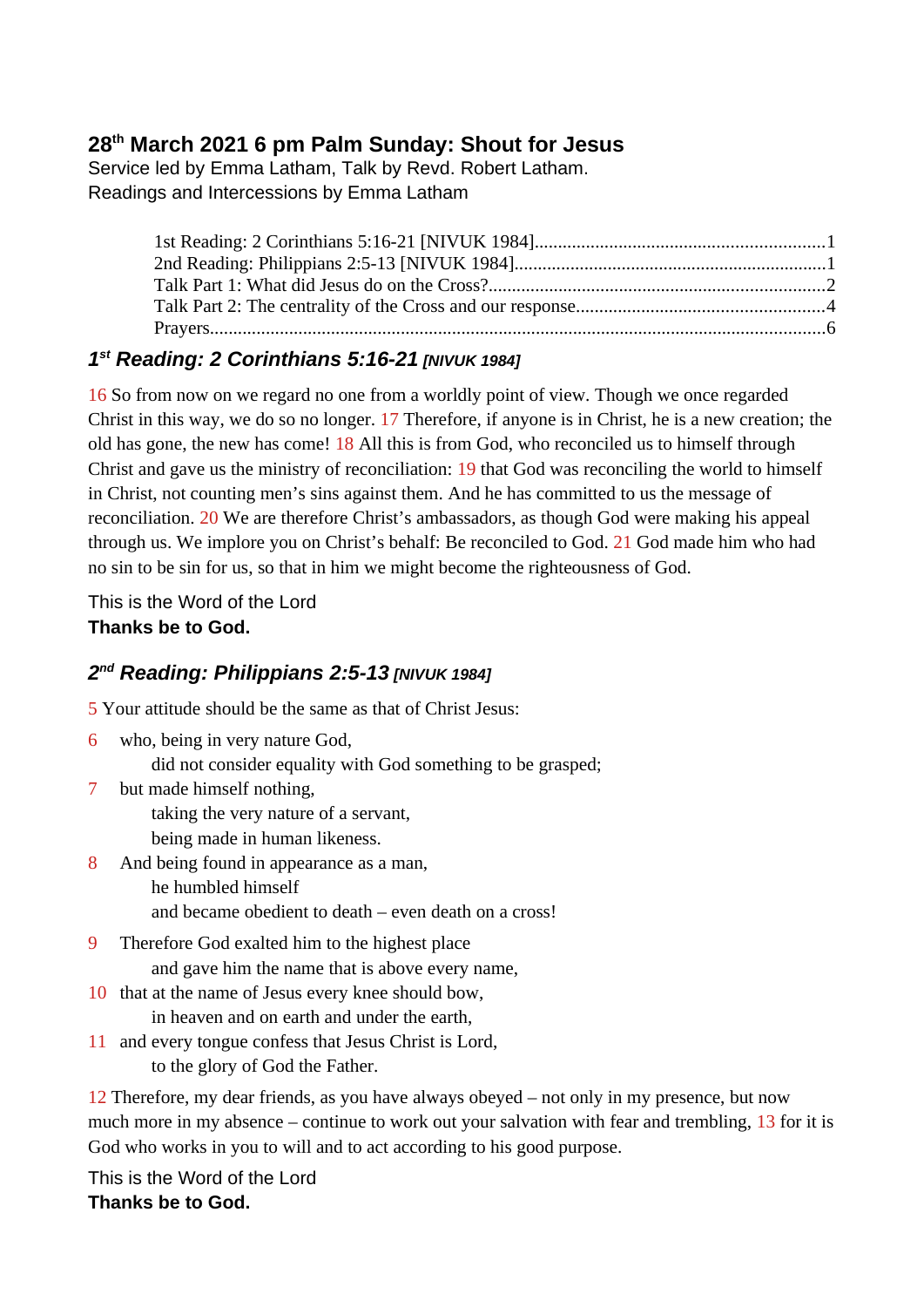# 28th March 2021 6 pm Palm Sunday: Shout for Jesus

Service led by Emma Latham, Talk by Revd. Robert Latham.
Readings and Intercessions by Emma Latham

1st Reading: 2 Corinthians 5:16-21 [NIVUK 1984]........................................................1
2nd Reading: Philippians 2:5-13 [NIVUK 1984]...........................................................1
Talk Part 1: What did Jesus do on the Cross?................................................................2
Talk Part 2: The centrality of the Cross and our response..............................................4
Prayers.............................................................................................................................6

## *1st Reading: 2 Corinthians 5:16-21 [NIVUK 1984]*

16 So from now on we regard no one from a worldly point of view. Though we once regarded Christ in this way, we do so no longer. 17 Therefore, if anyone is in Christ, he is a new creation; the old has gone, the new has come! 18 All this is from God, who reconciled us to himself through Christ and gave us the ministry of reconciliation: 19 that God was reconciling the world to himself in Christ, not counting men's sins against them. And he has committed to us the message of reconciliation. 20 We are therefore Christ's ambassadors, as though God were making his appeal through us. We implore you on Christ's behalf: Be reconciled to God. 21 God made him who had no sin to be sin for us, so that in him we might become the righteousness of God.

This is the Word of the Lord
**Thanks be to God.**

## *2nd Reading: Philippians 2:5-13 [NIVUK 1984]*

5 Your attitude should be the same as that of Christ Jesus:

6 who, being in very nature God,
did not consider equality with God something to be grasped;
7 but made himself nothing,
taking the very nature of a servant,
being made in human likeness.
8 And being found in appearance as a man,
he humbled himself
and became obedient to death – even death on a cross!

9 Therefore God exalted him to the highest place
and gave him the name that is above every name,
10 that at the name of Jesus every knee should bow,
in heaven and on earth and under the earth,
11 and every tongue confess that Jesus Christ is Lord,
to the glory of God the Father.

12 Therefore, my dear friends, as you have always obeyed – not only in my presence, but now much more in my absence – continue to work out your salvation with fear and trembling, 13 for it is God who works in you to will and to act according to his good purpose.

This is the Word of the Lord
**Thanks be to God.**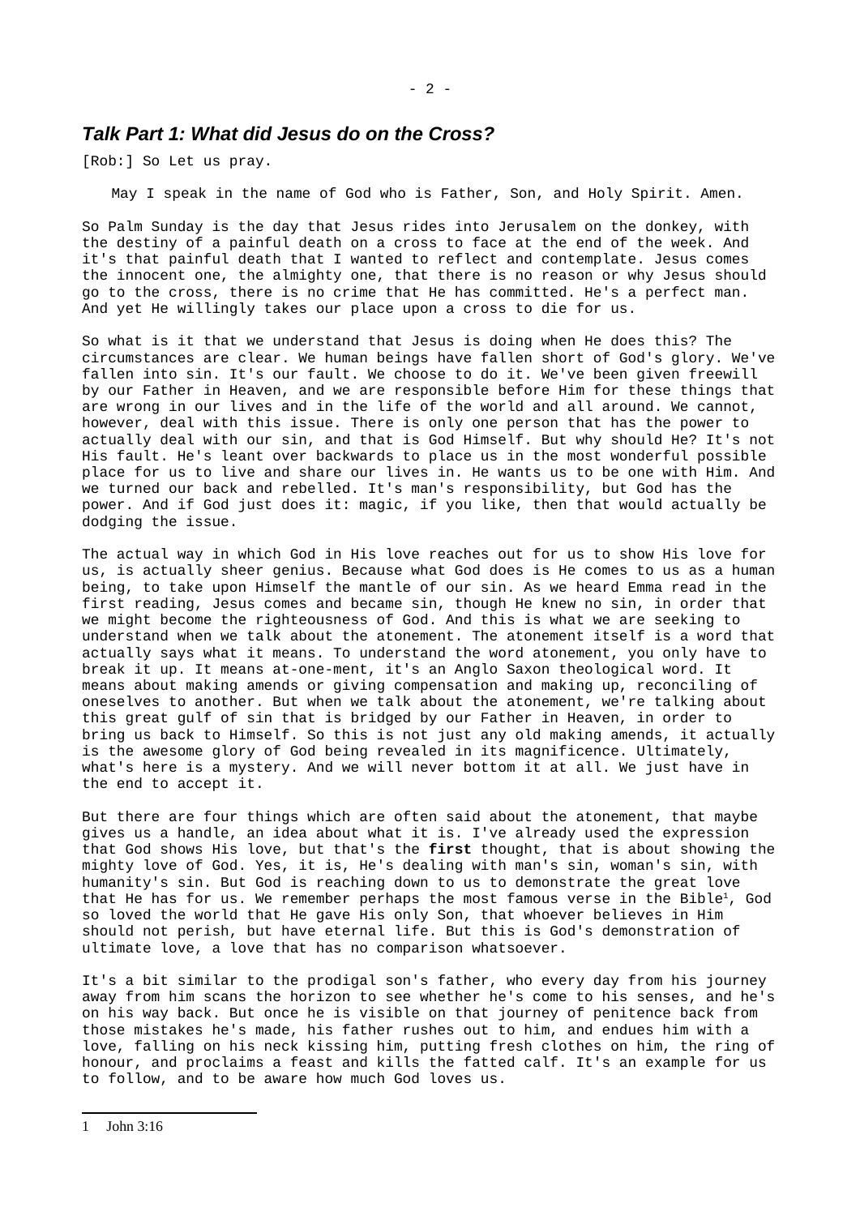## *Talk Part 1: What did Jesus do on the Cross?*

[Rob:] So Let us pray.

May I speak in the name of God who is Father, Son, and Holy Spirit. Amen.

So Palm Sunday is the day that Jesus rides into Jerusalem on the donkey, with the destiny of a painful death on a cross to face at the end of the week. And it's that painful death that I wanted to reflect and contemplate. Jesus comes the innocent one, the almighty one, that there is no reason or why Jesus should go to the cross, there is no crime that He has committed. He's a perfect man. And yet He willingly takes our place upon a cross to die for us.

So what is it that we understand that Jesus is doing when He does this? The circumstances are clear. We human beings have fallen short of God's glory. We've fallen into sin. It's our fault. We choose to do it. We've been given freewill by our Father in Heaven, and we are responsible before Him for these things that are wrong in our lives and in the life of the world and all around. We cannot, however, deal with this issue. There is only one person that has the power to actually deal with our sin, and that is God Himself. But why should He? It's not His fault. He's leant over backwards to place us in the most wonderful possible place for us to live and share our lives in. He wants us to be one with Him. And we turned our back and rebelled. It's man's responsibility, but God has the power. And if God just does it: magic, if you like, then that would actually be dodging the issue.

The actual way in which God in His love reaches out for us to show His love for us, is actually sheer genius. Because what God does is He comes to us as a human being, to take upon Himself the mantle of our sin. As we heard Emma read in the first reading, Jesus comes and became sin, though He knew no sin, in order that we might become the righteousness of God. And this is what we are seeking to understand when we talk about the atonement. The atonement itself is a word that actually says what it means. To understand the word atonement, you only have to break it up. It means at-one-ment, it's an Anglo Saxon theological word. It means about making amends or giving compensation and making up, reconciling of oneselves to another. But when we talk about the atonement, we're talking about this great gulf of sin that is bridged by our Father in Heaven, in order to bring us back to Himself. So this is not just any old making amends, it actually is the awesome glory of God being revealed in its magnificence. Ultimately, what's here is a mystery. And we will never bottom it at all. We just have in the end to accept it.

But there are four things which are often said about the atonement, that maybe gives us a handle, an idea about what it is. I've already used the expression that God shows His love, but that's the **first** thought, that is about showing the mighty love of God. Yes, it is, He's dealing with man's sin, woman's sin, with humanity's sin. But God is reaching down to us to demonstrate the great love that He has for us. We remember perhaps the most famous verse in the Bible[1], God so loved the world that He gave His only Son, that whoever believes in Him should not perish, but have eternal life. But this is God's demonstration of ultimate love, a love that has no comparison whatsoever.

It's a bit similar to the prodigal son's father, who every day from his journey away from him scans the horizon to see whether he's come to his senses, and he's on his way back. But once he is visible on that journey of penitence back from those mistakes he's made, his father rushes out to him, and endues him with a love, falling on his neck kissing him, putting fresh clothes on him, the ring of honour, and proclaims a feast and kills the fatted calf. It's an example for us to follow, and to be aware how much God loves us.

---

1 John 3:16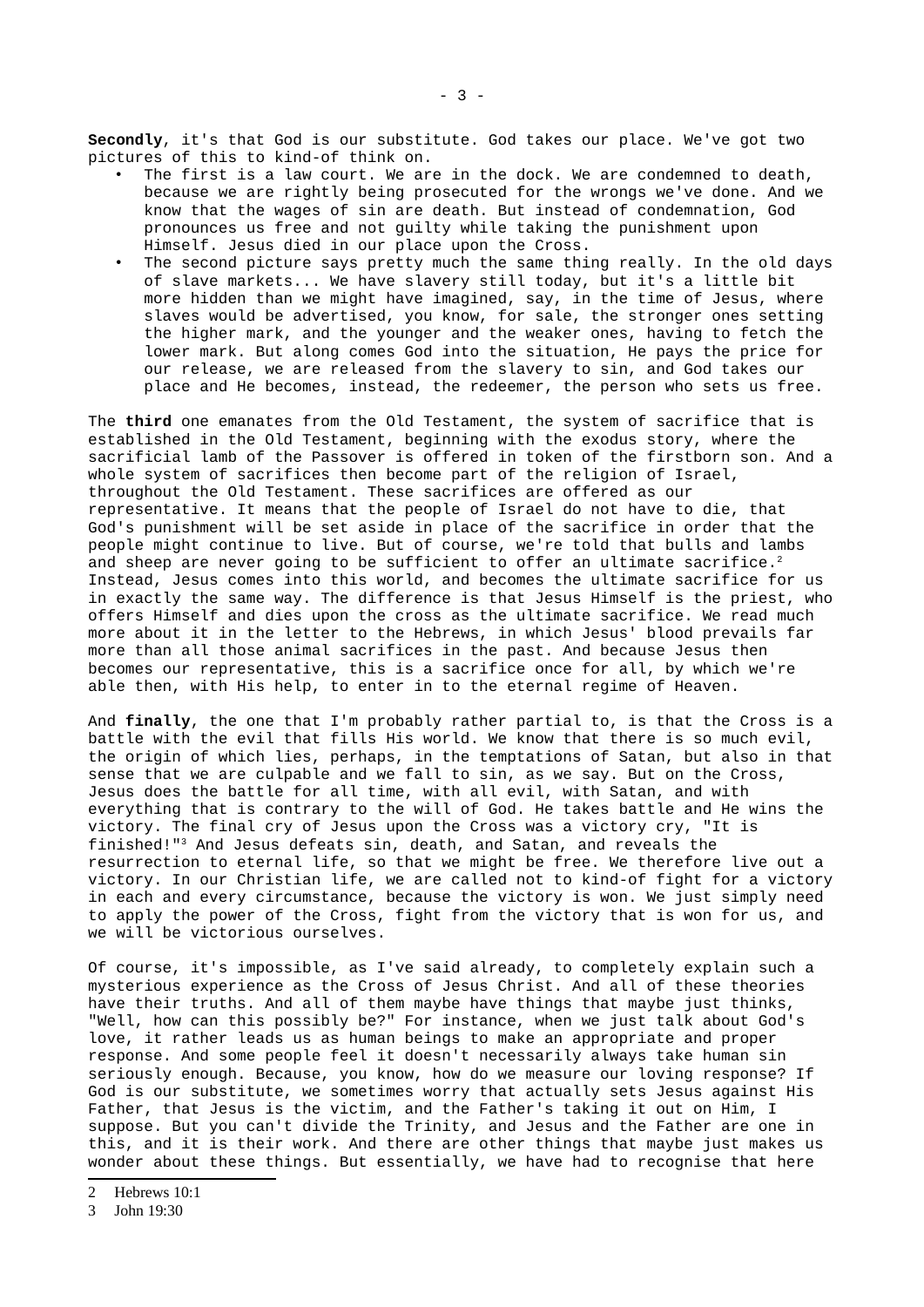**Secondly**, it's that God is our substitute. God takes our place. We've got two pictures of this to kind-of think on.

- The first is a law court. We are in the dock. We are condemned to death, because we are rightly being prosecuted for the wrongs we've done. And we know that the wages of sin are death. But instead of condemnation, God pronounces us free and not guilty while taking the punishment upon Himself. Jesus died in our place upon the Cross.
- The second picture says pretty much the same thing really. In the old days of slave markets... We have slavery still today, but it's a little bit more hidden than we might have imagined, say, in the time of Jesus, where slaves would be advertised, you know, for sale, the stronger ones setting the higher mark, and the younger and the weaker ones, having to fetch the lower mark. But along comes God into the situation, He pays the price for our release, we are released from the slavery to sin, and God takes our place and He becomes, instead, the redeemer, the person who sets us free.

The **third** one emanates from the Old Testament, the system of sacrifice that is established in the Old Testament, beginning with the exodus story, where the sacrificial lamb of the Passover is offered in token of the firstborn son. And a whole system of sacrifices then become part of the religion of Israel, throughout the Old Testament. These sacrifices are offered as our representative. It means that the people of Israel do not have to die, that God's punishment will be set aside in place of the sacrifice in order that the people might continue to live. But of course, we're told that bulls and lambs and sheep are never going to be sufficient to offer an ultimate sacrifice.[2] Instead, Jesus comes into this world, and becomes the ultimate sacrifice for us in exactly the same way. The difference is that Jesus Himself is the priest, who offers Himself and dies upon the cross as the ultimate sacrifice. We read much more about it in the letter to the Hebrews, in which Jesus' blood prevails far more than all those animal sacrifices in the past. And because Jesus then becomes our representative, this is a sacrifice once for all, by which we're able then, with His help, to enter in to the eternal regime of Heaven.

And **finally**, the one that I'm probably rather partial to, is that the Cross is a battle with the evil that fills His world. We know that there is so much evil, the origin of which lies, perhaps, in the temptations of Satan, but also in that sense that we are culpable and we fall to sin, as we say. But on the Cross, Jesus does the battle for all time, with all evil, with Satan, and with everything that is contrary to the will of God. He takes battle and He wins the victory. The final cry of Jesus upon the Cross was a victory cry, "It is finished!"[3] And Jesus defeats sin, death, and Satan, and reveals the resurrection to eternal life, so that we might be free. We therefore live out a victory. In our Christian life, we are called not to kind-of fight for a victory in each and every circumstance, because the victory is won. We just simply need to apply the power of the Cross, fight from the victory that is won for us, and we will be victorious ourselves.

Of course, it's impossible, as I've said already, to completely explain such a mysterious experience as the Cross of Jesus Christ. And all of these theories have their truths. And all of them maybe have things that maybe just thinks, "Well, how can this possibly be?" For instance, when we just talk about God's love, it rather leads us as human beings to make an appropriate and proper response. And some people feel it doesn't necessarily always take human sin seriously enough. Because, you know, how do we measure our loving response? If God is our substitute, we sometimes worry that actually sets Jesus against His Father, that Jesus is the victim, and the Father's taking it out on Him, I suppose. But you can't divide the Trinity, and Jesus and the Father are one in this, and it is their work. And there are other things that maybe just makes us wonder about these things. But essentially, we have had to recognise that here

---

2 Hebrews 10:1

3 John 19:30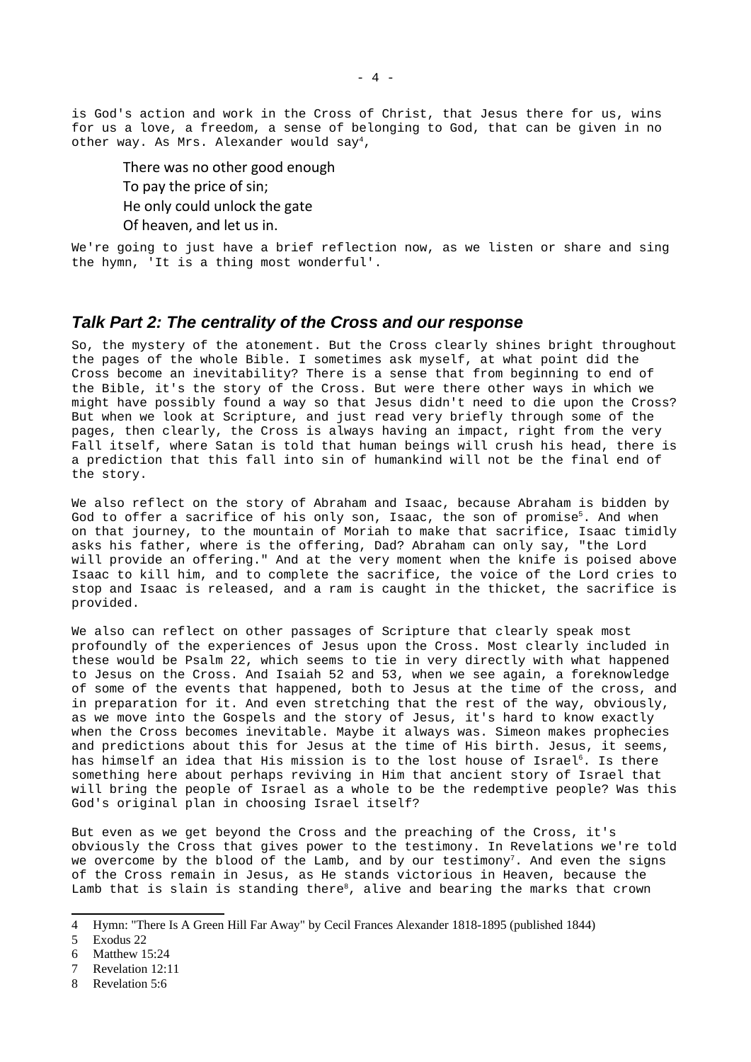is God's action and work in the Cross of Christ, that Jesus there for us, wins for us a love, a freedom, a sense of belonging to God, that can be given in no other way. As Mrs. Alexander would say[4],

> There was no other good enough
> To pay the price of sin;
> He only could unlock the gate
> Of heaven, and let us in.

We're going to just have a brief reflection now, as we listen or share and sing the hymn, 'It is a thing most wonderful'.

## *Talk Part 2: The centrality of the Cross and our response*

So, the mystery of the atonement. But the Cross clearly shines bright throughout the pages of the whole Bible. I sometimes ask myself, at what point did the Cross become an inevitability? There is a sense that from beginning to end of the Bible, it's the story of the Cross. But were there other ways in which we might have possibly found a way so that Jesus didn't need to die upon the Cross? But when we look at Scripture, and just read very briefly through some of the pages, then clearly, the Cross is always having an impact, right from the very Fall itself, where Satan is told that human beings will crush his head, there is a prediction that this fall into sin of humankind will not be the final end of the story.

We also reflect on the story of Abraham and Isaac, because Abraham is bidden by God to offer a sacrifice of his only son, Isaac, the son of promise[5]. And when on that journey, to the mountain of Moriah to make that sacrifice, Isaac timidly asks his father, where is the offering, Dad? Abraham can only say, "the Lord will provide an offering." And at the very moment when the knife is poised above Isaac to kill him, and to complete the sacrifice, the voice of the Lord cries to stop and Isaac is released, and a ram is caught in the thicket, the sacrifice is provided.

We also can reflect on other passages of Scripture that clearly speak most profoundly of the experiences of Jesus upon the Cross. Most clearly included in these would be Psalm 22, which seems to tie in very directly with what happened to Jesus on the Cross. And Isaiah 52 and 53, when we see again, a foreknowledge of some of the events that happened, both to Jesus at the time of the cross, and in preparation for it. And even stretching that the rest of the way, obviously, as we move into the Gospels and the story of Jesus, it's hard to know exactly when the Cross becomes inevitable. Maybe it always was. Simeon makes prophecies and predictions about this for Jesus at the time of His birth. Jesus, it seems, has himself an idea that His mission is to the lost house of Israel[6]. Is there something here about perhaps reviving in Him that ancient story of Israel that will bring the people of Israel as a whole to be the redemptive people? Was this God's original plan in choosing Israel itself?

But even as we get beyond the Cross and the preaching of the Cross, it's obviously the Cross that gives power to the testimony. In Revelations we're told we overcome by the blood of the Lamb, and by our testimony[7]. And even the signs of the Cross remain in Jesus, as He stands victorious in Heaven, because the Lamb that is slain is standing there[8], alive and bearing the marks that crown

---

4 Hymn: "There Is A Green Hill Far Away" by Cecil Frances Alexander 1818-1895 (published 1844)

5 Exodus 22

6 Matthew 15:24

7 Revelation 12:11

8 Revelation 5:6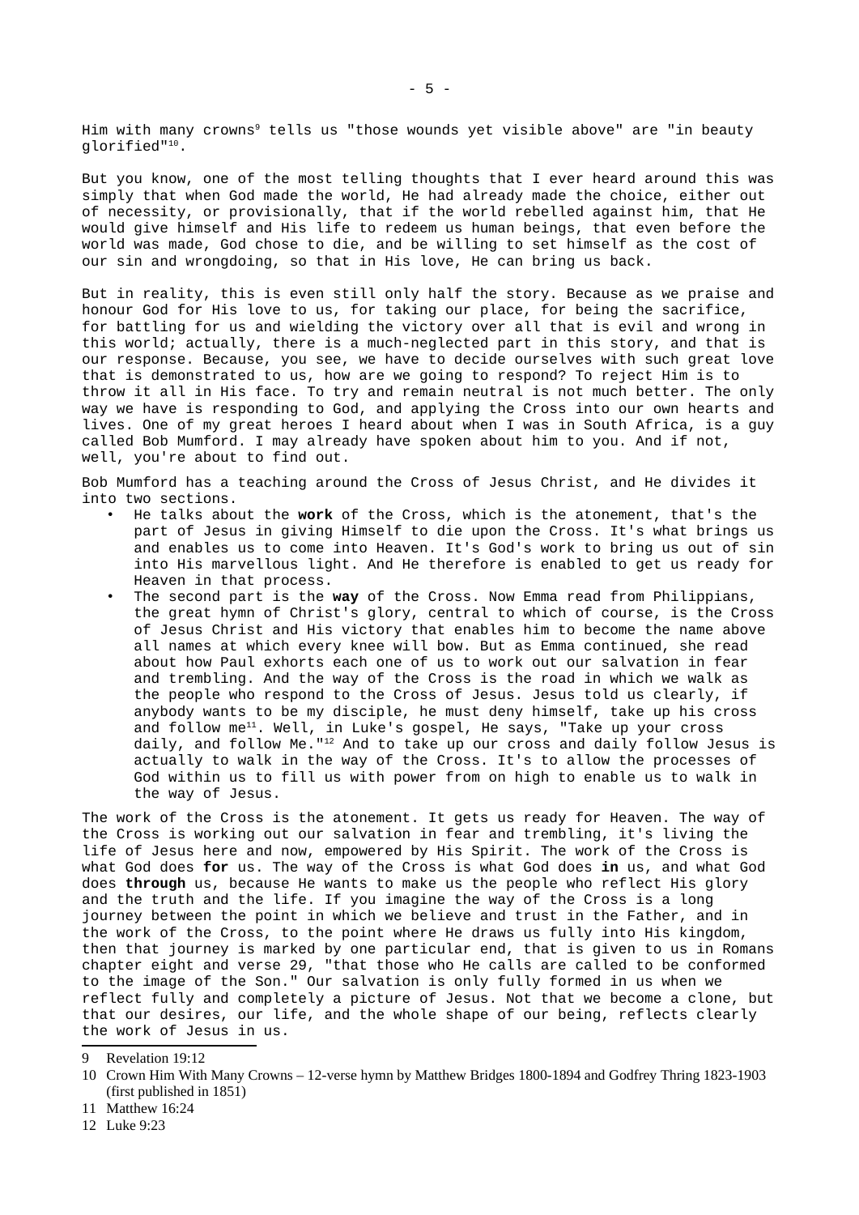Him with many crowns[9] tells us "those wounds yet visible above" are "in beauty glorified"[10].

But you know, one of the most telling thoughts that I ever heard around this was simply that when God made the world, He had already made the choice, either out of necessity, or provisionally, that if the world rebelled against him, that He would give himself and His life to redeem us human beings, that even before the world was made, God chose to die, and be willing to set himself as the cost of our sin and wrongdoing, so that in His love, He can bring us back.

But in reality, this is even still only half the story. Because as we praise and honour God for His love to us, for taking our place, for being the sacrifice, for battling for us and wielding the victory over all that is evil and wrong in this world; actually, there is a much-neglected part in this story, and that is our response. Because, you see, we have to decide ourselves with such great love that is demonstrated to us, how are we going to respond? To reject Him is to throw it all in His face. To try and remain neutral is not much better. The only way we have is responding to God, and applying the Cross into our own hearts and lives. One of my great heroes I heard about when I was in South Africa, is a guy called Bob Mumford. I may already have spoken about him to you. And if not, well, you're about to find out.

Bob Mumford has a teaching around the Cross of Jesus Christ, and He divides it into two sections.

- He talks about the **work** of the Cross, which is the atonement, that's the part of Jesus in giving Himself to die upon the Cross. It's what brings us and enables us to come into Heaven. It's God's work to bring us out of sin into His marvellous light. And He therefore is enabled to get us ready for Heaven in that process.
- The second part is the **way** of the Cross. Now Emma read from Philippians, the great hymn of Christ's glory, central to which of course, is the Cross of Jesus Christ and His victory that enables him to become the name above all names at which every knee will bow. But as Emma continued, she read about how Paul exhorts each one of us to work out our salvation in fear and trembling. And the way of the Cross is the road in which we walk as the people who respond to the Cross of Jesus. Jesus told us clearly, if anybody wants to be my disciple, he must deny himself, take up his cross and follow me[11]. Well, in Luke's gospel, He says, "Take up your cross daily, and follow Me."[12] And to take up our cross and daily follow Jesus is actually to walk in the way of the Cross. It's to allow the processes of God within us to fill us with power from on high to enable us to walk in the way of Jesus.

The work of the Cross is the atonement. It gets us ready for Heaven. The way of the Cross is working out our salvation in fear and trembling, it's living the life of Jesus here and now, empowered by His Spirit. The work of the Cross is what God does **for** us. The way of the Cross is what God does **in** us, and what God does **through** us, because He wants to make us the people who reflect His glory and the truth and the life. If you imagine the way of the Cross is a long journey between the point in which we believe and trust in the Father, and in the work of the Cross, to the point where He draws us fully into His kingdom, then that journey is marked by one particular end, that is given to us in Romans chapter eight and verse 29, "that those who He calls are called to be conformed to the image of the Son." Our salvation is only fully formed in us when we reflect fully and completely a picture of Jesus. Not that we become a clone, but that our desires, our life, and the whole shape of our being, reflects clearly the work of Jesus in us.

---

9 Revelation 19:12

10 Crown Him With Many Crowns – 12-verse hymn by Matthew Bridges 1800-1894 and Godfrey Thring 1823-1903 (first published in 1851)

11 Matthew 16:24

12 Luke 9:23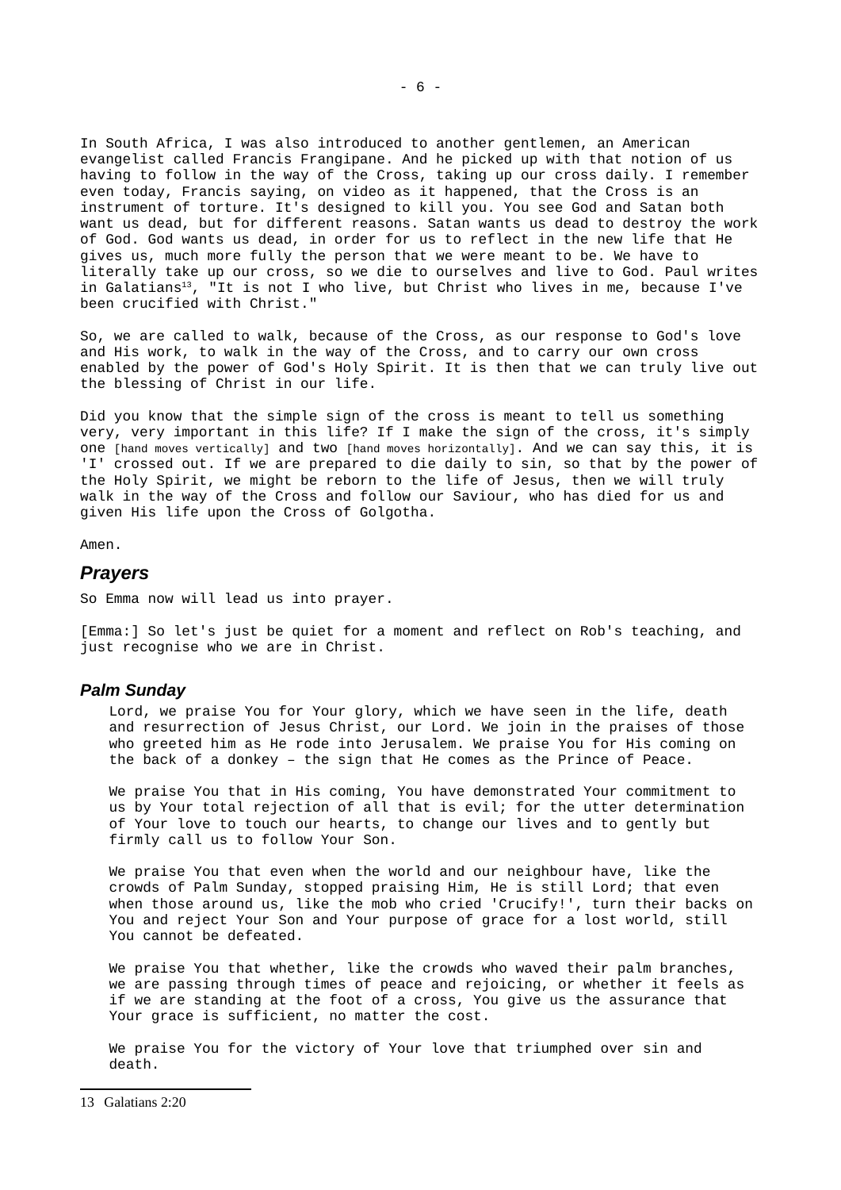In South Africa, I was also introduced to another gentlemen, an American evangelist called Francis Frangipane. And he picked up with that notion of us having to follow in the way of the Cross, taking up our cross daily. I remember even today, Francis saying, on video as it happened, that the Cross is an instrument of torture. It's designed to kill you. You see God and Satan both want us dead, but for different reasons. Satan wants us dead to destroy the work of God. God wants us dead, in order for us to reflect in the new life that He gives us, much more fully the person that we were meant to be. We have to literally take up our cross, so we die to ourselves and live to God. Paul writes in Galatians[13], "It is not I who live, but Christ who lives in me, because I've been crucified with Christ."

So, we are called to walk, because of the Cross, as our response to God's love and His work, to walk in the way of the Cross, and to carry our own cross enabled by the power of God's Holy Spirit. It is then that we can truly live out the blessing of Christ in our life.

Did you know that the simple sign of the cross is meant to tell us something very, very important in this life? If I make the sign of the cross, it's simply one [hand moves vertically] and two [hand moves horizontally]. And we can say this, it is 'I' crossed out. If we are prepared to die daily to sin, so that by the power of the Holy Spirit, we might be reborn to the life of Jesus, then we will truly walk in the way of the Cross and follow our Saviour, who has died for us and given His life upon the Cross of Golgotha.

Amen.

## *Prayers*

So Emma now will lead us into prayer.

[Emma:] So let's just be quiet for a moment and reflect on Rob's teaching, and just recognise who we are in Christ.

### *Palm Sunday*

> Lord, we praise You for Your glory, which we have seen in the life, death and resurrection of Jesus Christ, our Lord. We join in the praises of those who greeted him as He rode into Jerusalem. We praise You for His coming on the back of a donkey – the sign that He comes as the Prince of Peace.
>
> We praise You that in His coming, You have demonstrated Your commitment to us by Your total rejection of all that is evil; for the utter determination of Your love to touch our hearts, to change our lives and to gently but firmly call us to follow Your Son.
>
> We praise You that even when the world and our neighbour have, like the crowds of Palm Sunday, stopped praising Him, He is still Lord; that even when those around us, like the mob who cried 'Crucify!', turn their backs on You and reject Your Son and Your purpose of grace for a lost world, still You cannot be defeated.
>
> We praise You that whether, like the crowds who waved their palm branches, we are passing through times of peace and rejoicing, or whether it feels as if we are standing at the foot of a cross, You give us the assurance that Your grace is sufficient, no matter the cost.
>
> We praise You for the victory of Your love that triumphed over sin and death.

---

13 Galatians 2:20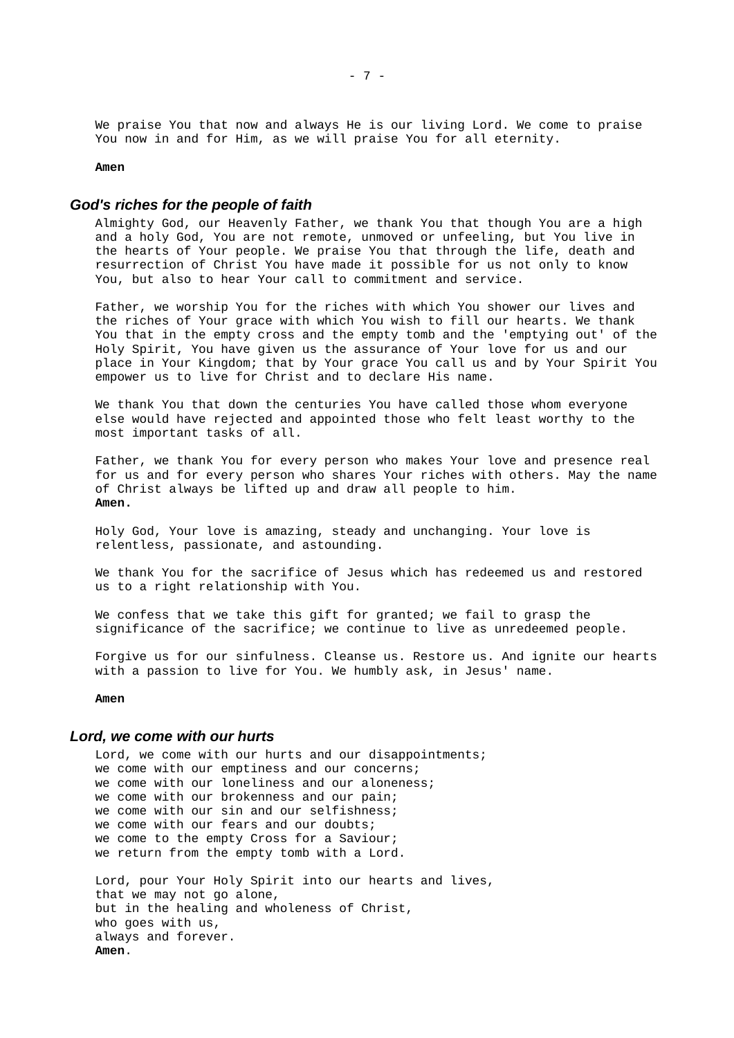We praise You that now and always He is our living Lord. We come to praise You now in and for Him, as we will praise You for all eternity.

**Amen**

### *God's riches for the people of faith*

Almighty God, our Heavenly Father, we thank You that though You are a high and a holy God, You are not remote, unmoved or unfeeling, but You live in the hearts of Your people. We praise You that through the life, death and resurrection of Christ You have made it possible for us not only to know You, but also to hear Your call to commitment and service.

Father, we worship You for the riches with which You shower our lives and the riches of Your grace with which You wish to fill our hearts. We thank You that in the empty cross and the empty tomb and the 'emptying out' of the Holy Spirit, You have given us the assurance of Your love for us and our place in Your Kingdom; that by Your grace You call us and by Your Spirit You empower us to live for Christ and to declare His name.

We thank You that down the centuries You have called those whom everyone else would have rejected and appointed those who felt least worthy to the most important tasks of all.

Father, we thank You for every person who makes Your love and presence real for us and for every person who shares Your riches with others. May the name of Christ always be lifted up and draw all people to him.
**Amen.**

Holy God, Your love is amazing, steady and unchanging. Your love is relentless, passionate, and astounding.

We thank You for the sacrifice of Jesus which has redeemed us and restored us to a right relationship with You.

We confess that we take this gift for granted; we fail to grasp the significance of the sacrifice; we continue to live as unredeemed people.

Forgive us for our sinfulness. Cleanse us. Restore us. And ignite our hearts with a passion to live for You. We humbly ask, in Jesus' name.

**Amen**

### *Lord, we come with our hurts*

Lord, we come with our hurts and our disappointments;
we come with our emptiness and our concerns;
we come with our loneliness and our aloneness;
we come with our brokenness and our pain;
we come with our sin and our selfishness;
we come with our fears and our doubts;
we come to the empty Cross for a Saviour;
we return from the empty tomb with a Lord.

Lord, pour Your Holy Spirit into our hearts and lives,
that we may not go alone,
but in the healing and wholeness of Christ,
who goes with us,
always and forever.
**Amen**.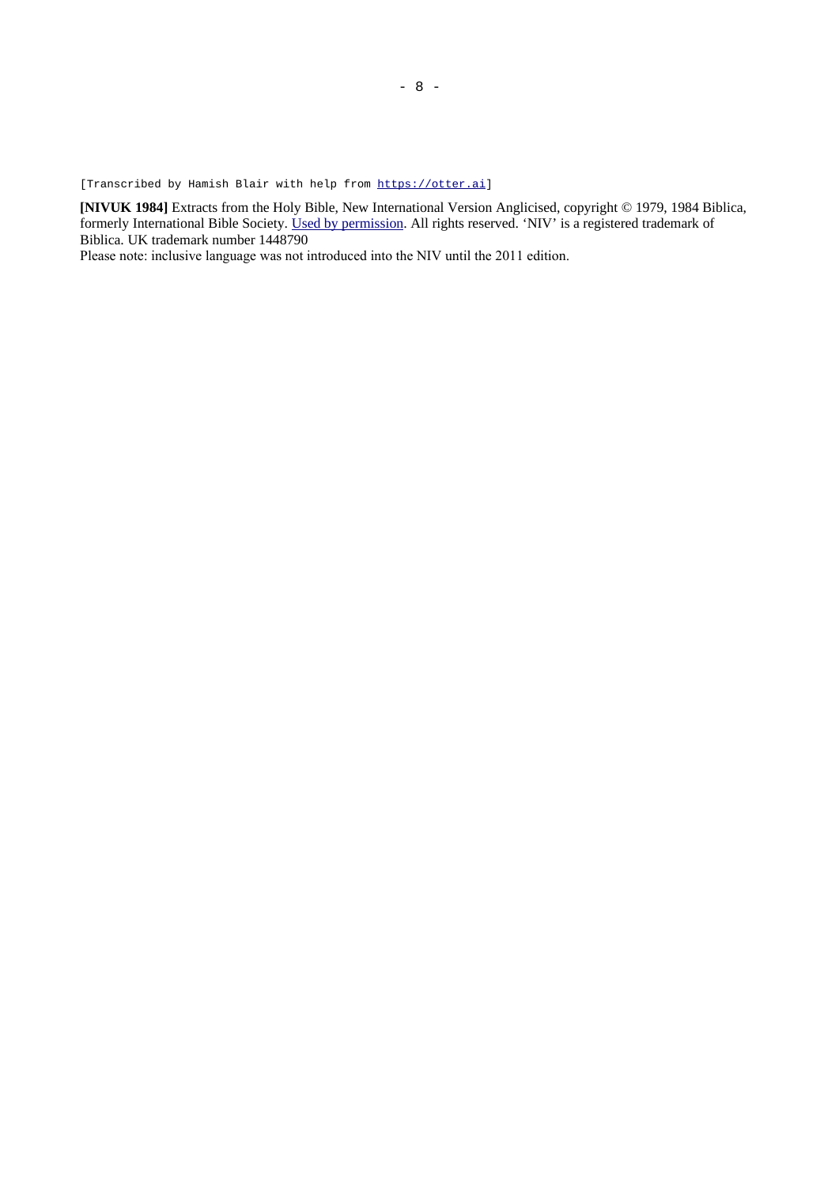[Transcribed by Hamish Blair with help from https://otter.ai]

**[NIVUK 1984]** Extracts from the Holy Bible, New International Version Anglicised, copyright © 1979, 1984 Biblica, formerly International Bible Society. Used by permission. All rights reserved. 'NIV' is a registered trademark of Biblica. UK trademark number 1448790
Please note: inclusive language was not introduced into the NIV until the 2011 edition.